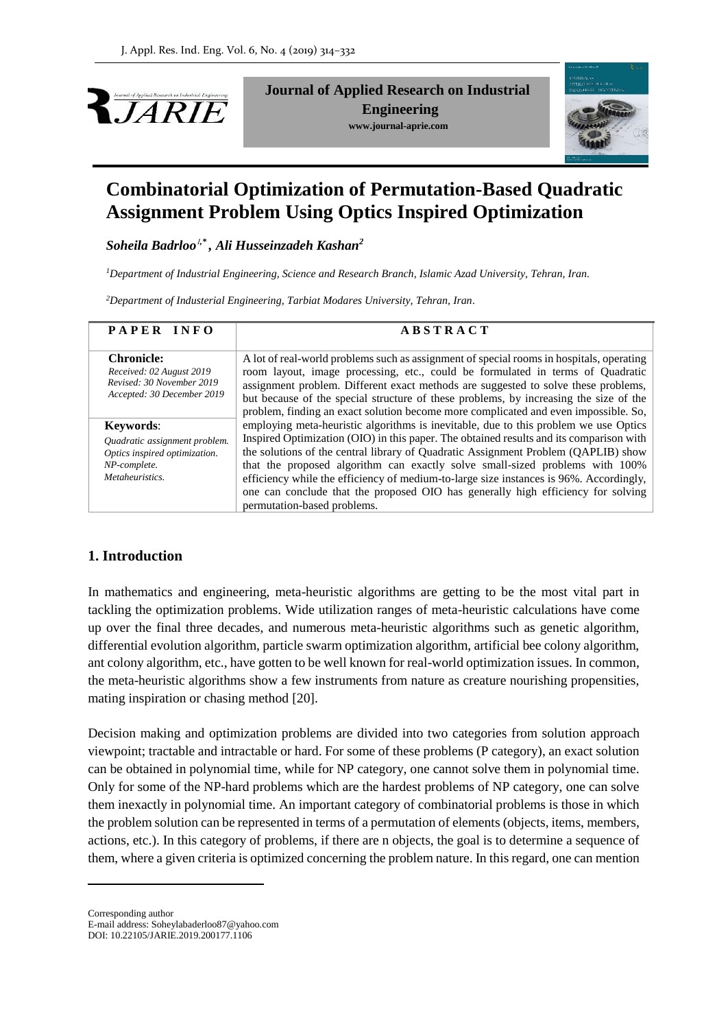Journal of Applied Research on Industrial Engineering

www.journal-aprie.com

# Combinatorial Optimization of Permutation-Based Quadratic Assignment Problem Using Optics Inspired Optimization

***Soheila Badrloo*[1,*], *Ali Husseinzadeh Kashan*[2]**

[1]*Department of Industrial Engineering, Science and Research Branch, Islamic Azad University, Tehran, Iran.*

[2]*Department of Industerial Engineering, Tarbiat Modares University, Tehran, Iran.*

| PAPER INFO | ABSTRACT |
|---|---|
| **Chronicle:** *Received: 02 August 2019* *Revised: 30 November 2019* *Accepted: 30 December 2019* | A lot of real-world problems such as assignment of special rooms in hospitals, operating room layout, image processing, etc., could be formulated in terms of Quadratic assignment problem. Different exact methods are suggested to solve these problems, but because of the special structure of these problems, by increasing the size of the problem, finding an exact solution become more complicated and even impossible. So, employing meta-heuristic algorithms is inevitable, due to this problem we use Optics Inspired Optimization (OIO) in this paper. The obtained results and its comparison with the solutions of the central library of Quadratic Assignment Problem (QAPLIB) show that the proposed algorithm can exactly solve small-sized problems with 100% efficiency while the efficiency of medium-to-large size instances is 96%. Accordingly, one can conclude that the proposed OIO has generally high efficiency for solving permutation-based problems. |
| **Keywords**: *Quadratic assignment problem.* *Optics inspired optimization.* *NP-complete.* *Metaheuristics.* | |

## 1. Introduction

In mathematics and engineering, meta-heuristic algorithms are getting to be the most vital part in tackling the optimization problems. Wide utilization ranges of meta-heuristic calculations have come up over the final three decades, and numerous meta-heuristic algorithms such as genetic algorithm, differential evolution algorithm, particle swarm optimization algorithm, artificial bee colony algorithm, ant colony algorithm, etc., have gotten to be well known for real-world optimization issues. In common, the meta-heuristic algorithms show a few instruments from nature as creature nourishing propensities, mating inspiration or chasing method [20].

Decision making and optimization problems are divided into two categories from solution approach viewpoint; tractable and intractable or hard. For some of these problems (P category), an exact solution can be obtained in polynomial time, while for NP category, one cannot solve them in polynomial time. Only for some of the NP-hard problems which are the hardest problems of NP category, one can solve them inexactly in polynomial time. An important category of combinatorial problems is those in which the problem solution can be represented in terms of a permutation of elements (objects, items, members, actions, etc.). In this category of problems, if there are n objects, the goal is to determine a sequence of them, where a given criteria is optimized concerning the problem nature. In this regard, one can mention

Corresponding author
E-mail address: Soheylabaderloo87@yahoo.com
DOI: 10.22105/JARIE.2019.200177.1106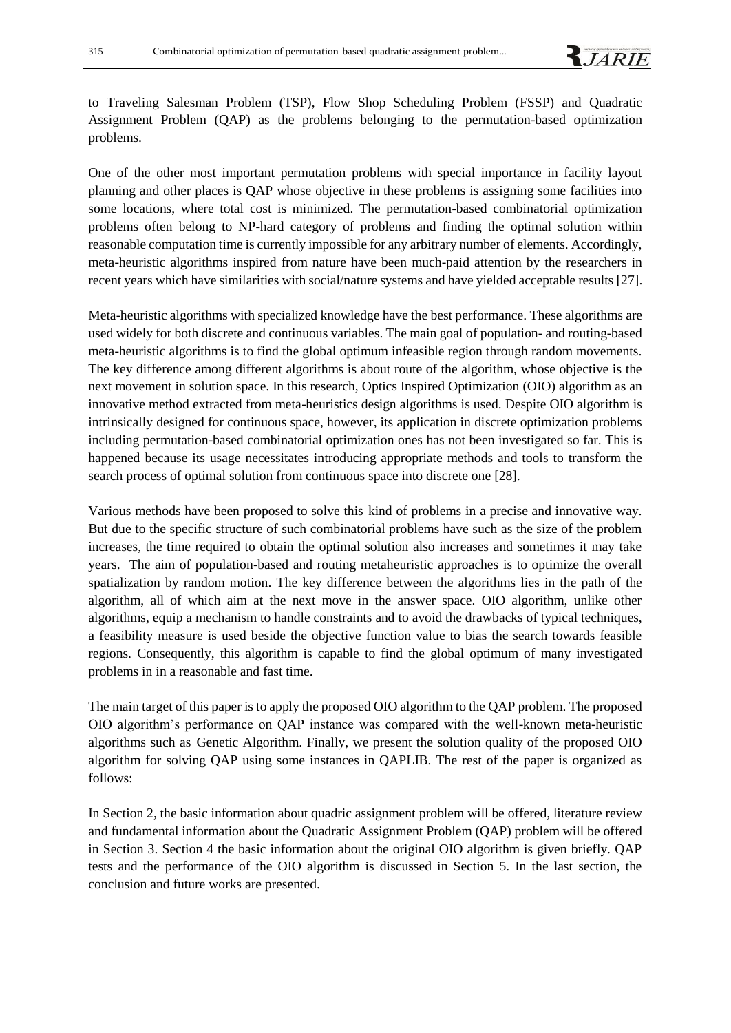to Traveling Salesman Problem (TSP), Flow Shop Scheduling Problem (FSSP) and Quadratic Assignment Problem (QAP) as the problems belonging to the permutation-based optimization problems.

One of the other most important permutation problems with special importance in facility layout planning and other places is QAP whose objective in these problems is assigning some facilities into some locations, where total cost is minimized. The permutation-based combinatorial optimization problems often belong to NP-hard category of problems and finding the optimal solution within reasonable computation time is currently impossible for any arbitrary number of elements. Accordingly, meta-heuristic algorithms inspired from nature have been much-paid attention by the researchers in recent years which have similarities with social/nature systems and have yielded acceptable results [27].

Meta-heuristic algorithms with specialized knowledge have the best performance. These algorithms are used widely for both discrete and continuous variables. The main goal of population- and routing-based meta-heuristic algorithms is to find the global optimum infeasible region through random movements. The key difference among different algorithms is about route of the algorithm, whose objective is the next movement in solution space. In this research, Optics Inspired Optimization (OIO) algorithm as an innovative method extracted from meta-heuristics design algorithms is used. Despite OIO algorithm is intrinsically designed for continuous space, however, its application in discrete optimization problems including permutation-based combinatorial optimization ones has not been investigated so far. This is happened because its usage necessitates introducing appropriate methods and tools to transform the search process of optimal solution from continuous space into discrete one [28].

Various methods have been proposed to solve this kind of problems in a precise and innovative way. But due to the specific structure of such combinatorial problems have such as the size of the problem increases, the time required to obtain the optimal solution also increases and sometimes it may take years. The aim of population-based and routing metaheuristic approaches is to optimize the overall spatialization by random motion. The key difference between the algorithms lies in the path of the algorithm, all of which aim at the next move in the answer space. OIO algorithm, unlike other algorithms, equip a mechanism to handle constraints and to avoid the drawbacks of typical techniques, a feasibility measure is used beside the objective function value to bias the search towards feasible regions. Consequently, this algorithm is capable to find the global optimum of many investigated problems in in a reasonable and fast time.

The main target of this paper is to apply the proposed OIO algorithm to the QAP problem. The proposed OIO algorithm's performance on QAP instance was compared with the well-known meta-heuristic algorithms such as Genetic Algorithm. Finally, we present the solution quality of the proposed OIO algorithm for solving QAP using some instances in QAPLIB. The rest of the paper is organized as follows:

In Section 2, the basic information about quadric assignment problem will be offered, literature review and fundamental information about the Quadratic Assignment Problem (QAP) problem will be offered in Section 3. Section 4 the basic information about the original OIO algorithm is given briefly. QAP tests and the performance of the OIO algorithm is discussed in Section 5. In the last section, the conclusion and future works are presented.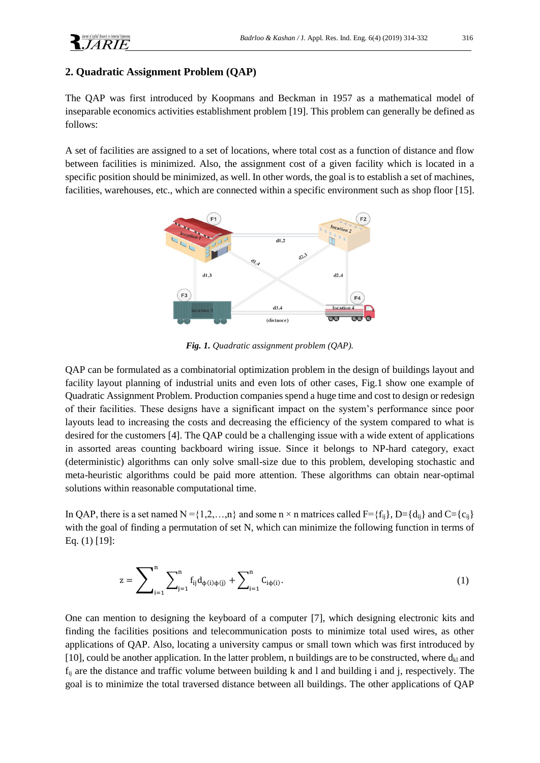## 2. Quadratic Assignment Problem (QAP)

The QAP was first introduced by Koopmans and Beckman in 1957 as a mathematical model of inseparable economics activities establishment problem [19]. This problem can generally be defined as follows:

A set of facilities are assigned to a set of locations, where total cost as a function of distance and flow between facilities is minimized. Also, the assignment cost of a given facility which is located in a specific position should be minimized, as well. In other words, the goal is to establish a set of machines, facilities, warehouses, etc., which are connected within a specific environment such as shop floor [15].

***Fig. 1.*** *Quadratic assignment problem (QAP).*

QAP can be formulated as a combinatorial optimization problem in the design of buildings layout and facility layout planning of industrial units and even lots of other cases, Fig.1 show one example of Quadratic Assignment Problem. Production companies spend a huge time and cost to design or redesign of their facilities. These designs have a significant impact on the system's performance since poor layouts lead to increasing the costs and decreasing the efficiency of the system compared to what is desired for the customers [4]. The QAP could be a challenging issue with a wide extent of applications in assorted areas counting backboard wiring issue. Since it belongs to NP-hard category, exact (deterministic) algorithms can only solve small-size due to this problem, developing stochastic and meta-heuristic algorithms could be paid more attention. These algorithms can obtain near-optimal solutions within reasonable computational time.

In QAP, there is a set named $N = \{1,2,\ldots,n\}$ and some $n \times n$ matrices called $F=\{f_{ij}\}$, $D=\{d_{ij}\}$ and $C=\{c_{ij}\}$ with the goal of finding a permutation of set N, which can minimize the following function in terms of Eq. (1) [19]:

$$z = \sum_{i=1}^{n} \sum_{j=1}^{n} f_{ij} d_{\phi(i)\phi(j)} + \sum_{i=1}^{n} c_{i\phi(i)}. \tag{1}$$

One can mention to designing the keyboard of a computer [7], which designing electronic kits and finding the facilities positions and telecommunication posts to minimize total used wires, as other applications of QAP. Also, locating a university campus or small town which was first introduced by [10], could be another application. In the latter problem, n buildings are to be constructed, where $d_{kl}$ and $f_{ij}$ are the distance and traffic volume between building k and l and building i and j, respectively. The goal is to minimize the total traversed distance between all buildings. The other applications of QAP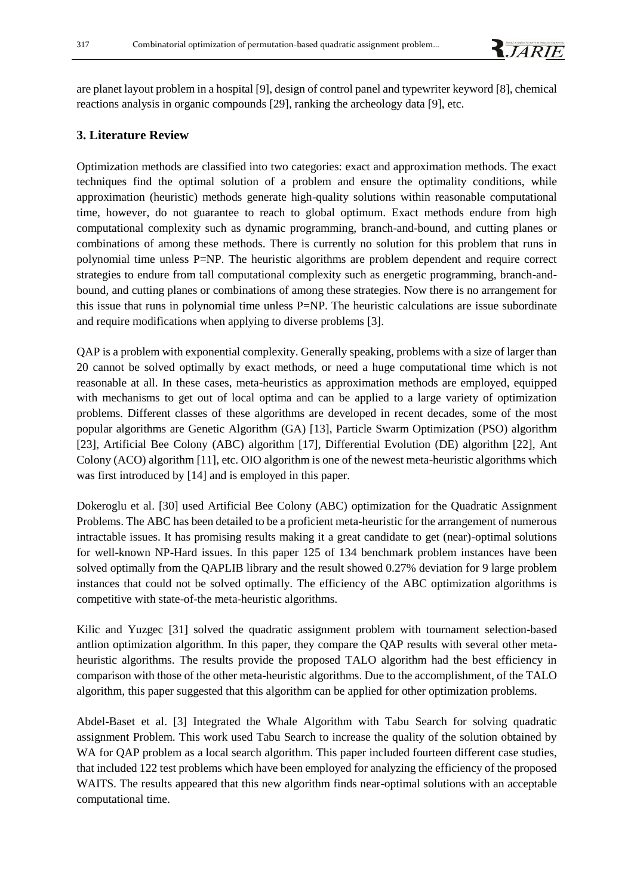are planet layout problem in a hospital [9], design of control panel and typewriter keyword [8], chemical reactions analysis in organic compounds [29], ranking the archeology data [9], etc.

## 3. Literature Review

Optimization methods are classified into two categories: exact and approximation methods. The exact techniques find the optimal solution of a problem and ensure the optimality conditions, while approximation (heuristic) methods generate high-quality solutions within reasonable computational time, however, do not guarantee to reach to global optimum. Exact methods endure from high computational complexity such as dynamic programming, branch-and-bound, and cutting planes or combinations of among these methods. There is currently no solution for this problem that runs in polynomial time unless P=NP. The heuristic algorithms are problem dependent and require correct strategies to endure from tall computational complexity such as energetic programming, branch-and-bound, and cutting planes or combinations of among these strategies. Now there is no arrangement for this issue that runs in polynomial time unless P=NP. The heuristic calculations are issue subordinate and require modifications when applying to diverse problems [3].

QAP is a problem with exponential complexity. Generally speaking, problems with a size of larger than 20 cannot be solved optimally by exact methods, or need a huge computational time which is not reasonable at all. In these cases, meta-heuristics as approximation methods are employed, equipped with mechanisms to get out of local optima and can be applied to a large variety of optimization problems. Different classes of these algorithms are developed in recent decades, some of the most popular algorithms are Genetic Algorithm (GA) [13], Particle Swarm Optimization (PSO) algorithm [23], Artificial Bee Colony (ABC) algorithm [17], Differential Evolution (DE) algorithm [22], Ant Colony (ACO) algorithm [11], etc. OIO algorithm is one of the newest meta-heuristic algorithms which was first introduced by [14] and is employed in this paper.

Dokeroglu et al. [30] used Artificial Bee Colony (ABC) optimization for the Quadratic Assignment Problems. The ABC has been detailed to be a proficient meta-heuristic for the arrangement of numerous intractable issues. It has promising results making it a great candidate to get (near)-optimal solutions for well-known NP-Hard issues. In this paper 125 of 134 benchmark problem instances have been solved optimally from the QAPLIB library and the result showed 0.27% deviation for 9 large problem instances that could not be solved optimally. The efficiency of the ABC optimization algorithms is competitive with state-of-the meta-heuristic algorithms.

Kilic and Yuzgec [31] solved the quadratic assignment problem with tournament selection-based antlion optimization algorithm. In this paper, they compare the QAP results with several other meta-heuristic algorithms. The results provide the proposed TALO algorithm had the best efficiency in comparison with those of the other meta-heuristic algorithms. Due to the accomplishment, of the TALO algorithm, this paper suggested that this algorithm can be applied for other optimization problems.

Abdel-Baset et al. [3] Integrated the Whale Algorithm with Tabu Search for solving quadratic assignment Problem. This work used Tabu Search to increase the quality of the solution obtained by WA for QAP problem as a local search algorithm. This paper included fourteen different case studies, that included 122 test problems which have been employed for analyzing the efficiency of the proposed WAITS. The results appeared that this new algorithm finds near-optimal solutions with an acceptable computational time.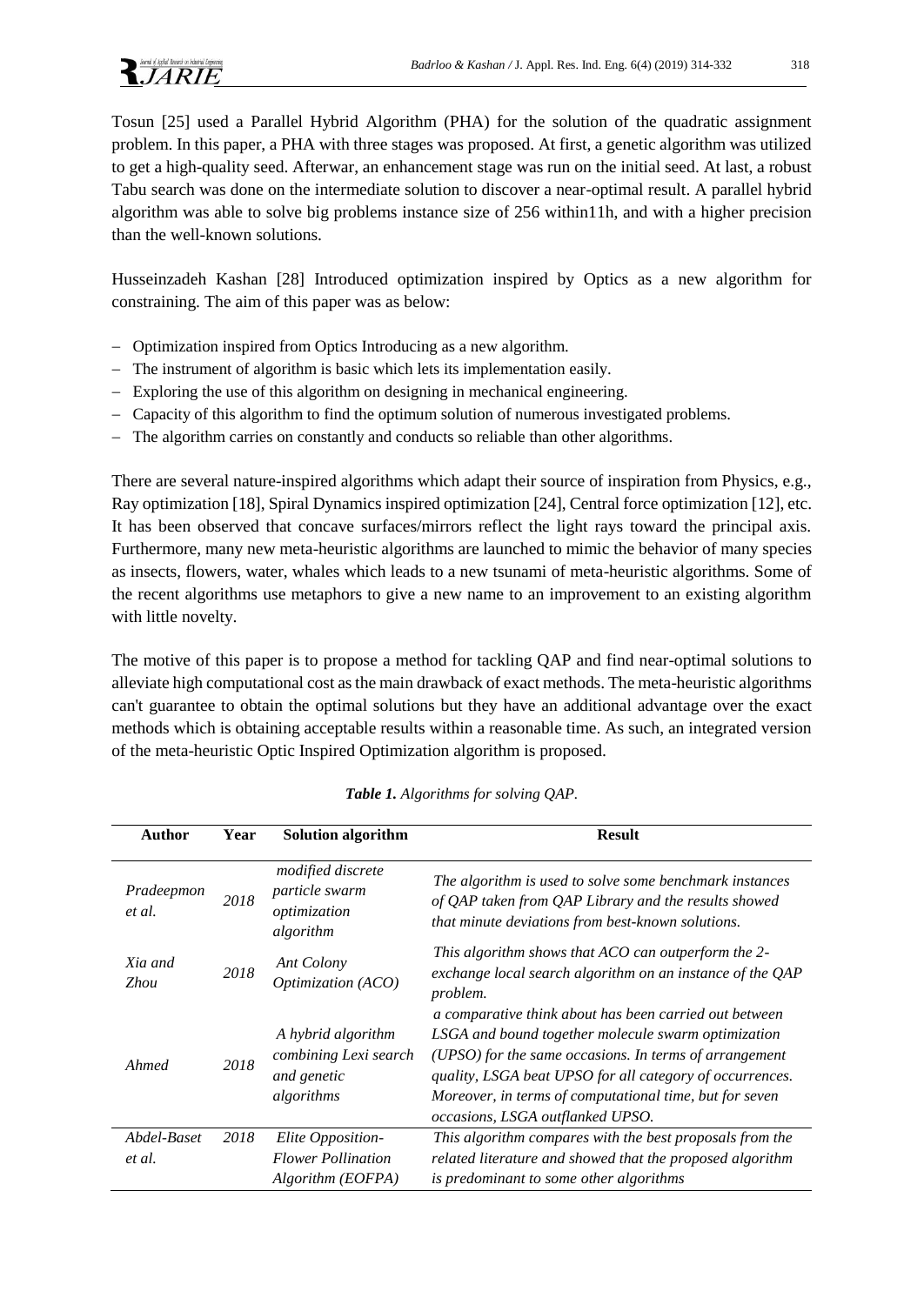Tosun [25] used a Parallel Hybrid Algorithm (PHA) for the solution of the quadratic assignment problem. In this paper, a PHA with three stages was proposed. At first, a genetic algorithm was utilized to get a high-quality seed. Afterwar, an enhancement stage was run on the initial seed. At last, a robust Tabu search was done on the intermediate solution to discover a near-optimal result. A parallel hybrid algorithm was able to solve big problems instance size of 256 within11h, and with a higher precision than the well-known solutions.

Husseinzadeh Kashan [28] Introduced optimization inspired by Optics as a new algorithm for constraining. The aim of this paper was as below:

- Optimization inspired from Optics Introducing as a new algorithm.
- The instrument of algorithm is basic which lets its implementation easily.
- Exploring the use of this algorithm on designing in mechanical engineering.
- Capacity of this algorithm to find the optimum solution of numerous investigated problems.
- The algorithm carries on constantly and conducts so reliable than other algorithms.

There are several nature-inspired algorithms which adapt their source of inspiration from Physics, e.g., Ray optimization [18], Spiral Dynamics inspired optimization [24], Central force optimization [12], etc. It has been observed that concave surfaces/mirrors reflect the light rays toward the principal axis. Furthermore, many new meta-heuristic algorithms are launched to mimic the behavior of many species as insects, flowers, water, whales which leads to a new tsunami of meta-heuristic algorithms. Some of the recent algorithms use metaphors to give a new name to an improvement to an existing algorithm with little novelty.

The motive of this paper is to propose a method for tackling QAP and find near-optimal solutions to alleviate high computational cost as the main drawback of exact methods. The meta-heuristic algorithms can't guarantee to obtain the optimal solutions but they have an additional advantage over the exact methods which is obtaining acceptable results within a reasonable time. As such, an integrated version of the meta-heuristic Optic Inspired Optimization algorithm is proposed.

***Table 1.*** *Algorithms for solving QAP.*

| Author | Year | Solution algorithm | Result |
|---|---|---|---|
| *Pradeepmon et al.* | *2018* | *modified discrete particle swarm optimization algorithm* | *The algorithm is used to solve some benchmark instances of QAP taken from QAP Library and the results showed that minute deviations from best-known solutions.* |
| *Xia and Zhou* | *2018* | *Ant Colony Optimization (ACO)* | *This algorithm shows that ACO can outperform the 2-exchange local search algorithm on an instance of the QAP problem.* |
| *Ahmed* | *2018* | *A hybrid algorithm combining Lexi search and genetic algorithms* | *a comparative think about has been carried out between LSGA and bound together molecule swarm optimization (UPSO) for the same occasions. In terms of arrangement quality, LSGA beat UPSO for all category of occurrences. Moreover, in terms of computational time, but for seven occasions, LSGA outflanked UPSO.* |
| *Abdel-Baset et al.* | *2018* | *Elite Opposition-Flower Pollination Algorithm (EOFPA)* | *This algorithm compares with the best proposals from the related literature and showed that the proposed algorithm is predominant to some other algorithms* |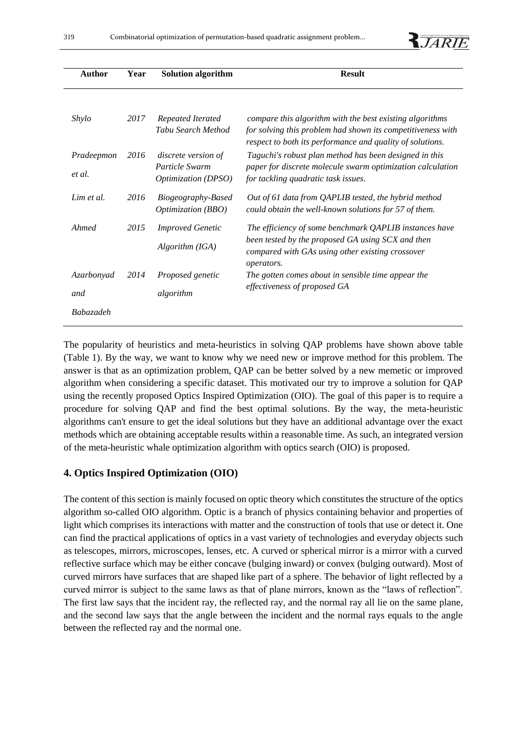| Author | Year | Solution algorithm | Result |
|---|---|---|---|
| *Shylo* | *2017* | *Repeated Iterated Tabu Search Method* | *compare this algorithm with the best existing algorithms for solving this problem had shown its competitiveness with respect to both its performance and quality of solutions.* |
| *Pradeepmon et al.* | *2016* | *discrete version of Particle Swarm Optimization (DPSO)* | *Taguchi's robust plan method has been designed in this paper for discrete molecule swarm optimization calculation for tackling quadratic task issues.* |
| *Lim et al.* | *2016* | *Biogeography-Based Optimization (BBO)* | *Out of 61 data from QAPLIB tested, the hybrid method could obtain the well-known solutions for 57 of them.* |
| *Ahmed* | *2015* | *Improved Genetic Algorithm (IGA)* | *The efficiency of some benchmark QAPLIB instances have been tested by the proposed GA using SCX and then compared with GAs using other existing crossover operators.* |
| *Azarbonyad and Babazadeh* | *2014* | *Proposed genetic algorithm* | *The gotten comes about in sensible time appear the effectiveness of proposed GA* |

The popularity of heuristics and meta-heuristics in solving QAP problems have shown above table (Table 1). By the way, we want to know why we need new or improve method for this problem. The answer is that as an optimization problem, QAP can be better solved by a new memetic or improved algorithm when considering a specific dataset. This motivated our try to improve a solution for QAP using the recently proposed Optics Inspired Optimization (OIO). The goal of this paper is to require a procedure for solving QAP and find the best optimal solutions. By the way, the meta-heuristic algorithms can't ensure to get the ideal solutions but they have an additional advantage over the exact methods which are obtaining acceptable results within a reasonable time. As such, an integrated version of the meta-heuristic whale optimization algorithm with optics search (OIO) is proposed.

## 4. Optics Inspired Optimization (OIO)

The content of this section is mainly focused on optic theory which constitutes the structure of the optics algorithm so-called OIO algorithm. Optic is a branch of physics containing behavior and properties of light which comprises its interactions with matter and the construction of tools that use or detect it. One can find the practical applications of optics in a vast variety of technologies and everyday objects such as telescopes, mirrors, microscopes, lenses, etc. A curved or spherical mirror is a mirror with a curved reflective surface which may be either concave (bulging inward) or convex (bulging outward). Most of curved mirrors have surfaces that are shaped like part of a sphere. The behavior of light reflected by a curved mirror is subject to the same laws as that of plane mirrors, known as the "laws of reflection". The first law says that the incident ray, the reflected ray, and the normal ray all lie on the same plane, and the second law says that the angle between the incident and the normal rays equals to the angle between the reflected ray and the normal one.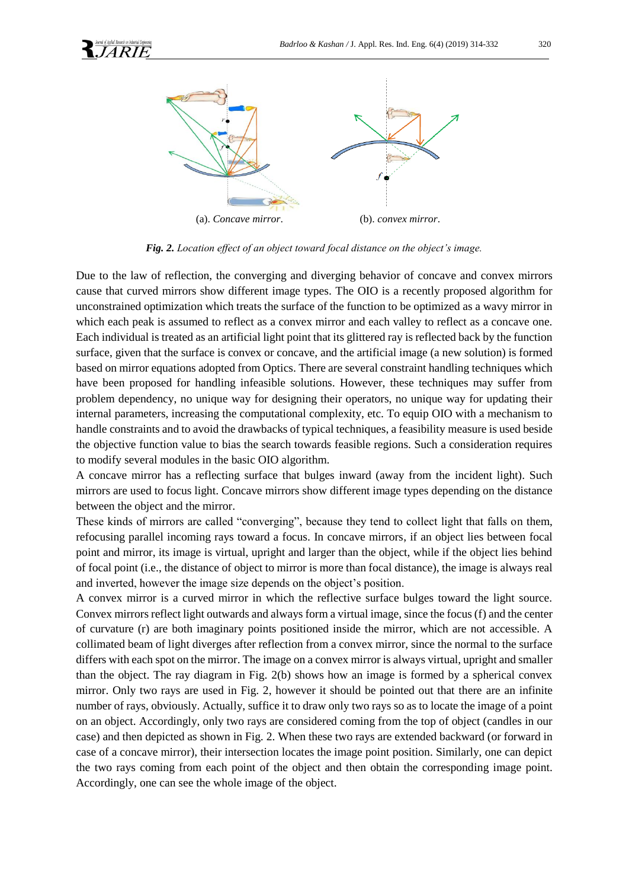(a). *Concave mirror*.    (b). *convex mirror*.

***Fig. 2.*** *Location effect of an object toward focal distance on the object's image.*

Due to the law of reflection, the converging and diverging behavior of concave and convex mirrors cause that curved mirrors show different image types. The OIO is a recently proposed algorithm for unconstrained optimization which treats the surface of the function to be optimized as a wavy mirror in which each peak is assumed to reflect as a convex mirror and each valley to reflect as a concave one. Each individual is treated as an artificial light point that its glittered ray is reflected back by the function surface, given that the surface is convex or concave, and the artificial image (a new solution) is formed based on mirror equations adopted from Optics. There are several constraint handling techniques which have been proposed for handling infeasible solutions. However, these techniques may suffer from problem dependency, no unique way for designing their operators, no unique way for updating their internal parameters, increasing the computational complexity, etc. To equip OIO with a mechanism to handle constraints and to avoid the drawbacks of typical techniques, a feasibility measure is used beside the objective function value to bias the search towards feasible regions. Such a consideration requires to modify several modules in the basic OIO algorithm.

A concave mirror has a reflecting surface that bulges inward (away from the incident light). Such mirrors are used to focus light. Concave mirrors show different image types depending on the distance between the object and the mirror.

These kinds of mirrors are called "converging", because they tend to collect light that falls on them, refocusing parallel incoming rays toward a focus. In concave mirrors, if an object lies between focal point and mirror, its image is virtual, upright and larger than the object, while if the object lies behind of focal point (i.e., the distance of object to mirror is more than focal distance), the image is always real and inverted, however the image size depends on the object's position.

A convex mirror is a curved mirror in which the reflective surface bulges toward the light source. Convex mirrors reflect light outwards and always form a virtual image, since the focus (f) and the center of curvature (r) are both imaginary points positioned inside the mirror, which are not accessible. A collimated beam of light diverges after reflection from a convex mirror, since the normal to the surface differs with each spot on the mirror. The image on a convex mirror is always virtual, upright and smaller than the object. The ray diagram in Fig. 2(b) shows how an image is formed by a spherical convex mirror. Only two rays are used in Fig. 2, however it should be pointed out that there are an infinite number of rays, obviously. Actually, suffice it to draw only two rays so as to locate the image of a point on an object. Accordingly, only two rays are considered coming from the top of object (candles in our case) and then depicted as shown in Fig. 2. When these two rays are extended backward (or forward in case of a concave mirror), their intersection locates the image point position. Similarly, one can depict the two rays coming from each point of the object and then obtain the corresponding image point. Accordingly, one can see the whole image of the object.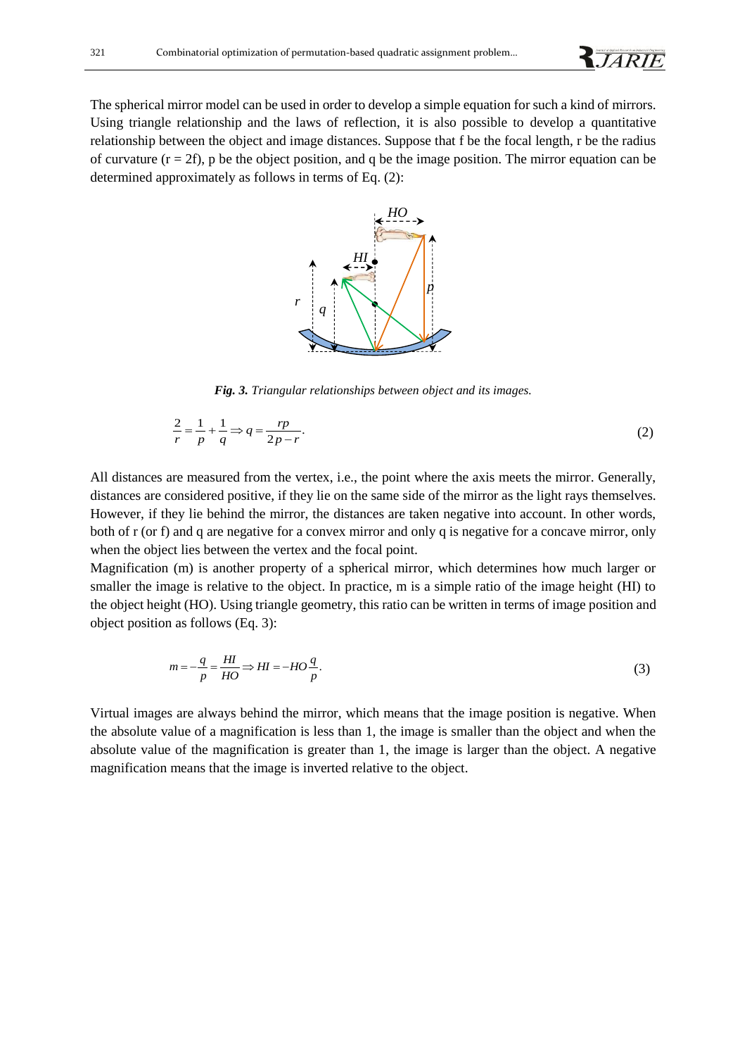The spherical mirror model can be used in order to develop a simple equation for such a kind of mirrors. Using triangle relationship and the laws of reflection, it is also possible to develop a quantitative relationship between the object and image distances. Suppose that f be the focal length, r be the radius of curvature ($r = 2f$), p be the object position, and q be the image position. The mirror equation can be determined approximately as follows in terms of Eq. (2):

***Fig. 3.*** *Triangular relationships between object and its images.*

$$\frac{2}{r} = \frac{1}{p} + \frac{1}{q} \Rightarrow q = \frac{rp}{2p - r}. \tag{2}$$

All distances are measured from the vertex, i.e., the point where the axis meets the mirror. Generally, distances are considered positive, if they lie on the same side of the mirror as the light rays themselves. However, if they lie behind the mirror, the distances are taken negative into account. In other words, both of r (or f) and q are negative for a convex mirror and only q is negative for a concave mirror, only when the object lies between the vertex and the focal point.

Magnification (m) is another property of a spherical mirror, which determines how much larger or smaller the image is relative to the object. In practice, m is a simple ratio of the image height (HI) to the object height (HO). Using triangle geometry, this ratio can be written in terms of image position and object position as follows (Eq. 3):

$$m = -\frac{q}{p} = \frac{HI}{HO} \Rightarrow HI = -HO\frac{q}{p}. \tag{3}$$

Virtual images are always behind the mirror, which means that the image position is negative. When the absolute value of a magnification is less than 1, the image is smaller than the object and when the absolute value of the magnification is greater than 1, the image is larger than the object. A negative magnification means that the image is inverted relative to the object.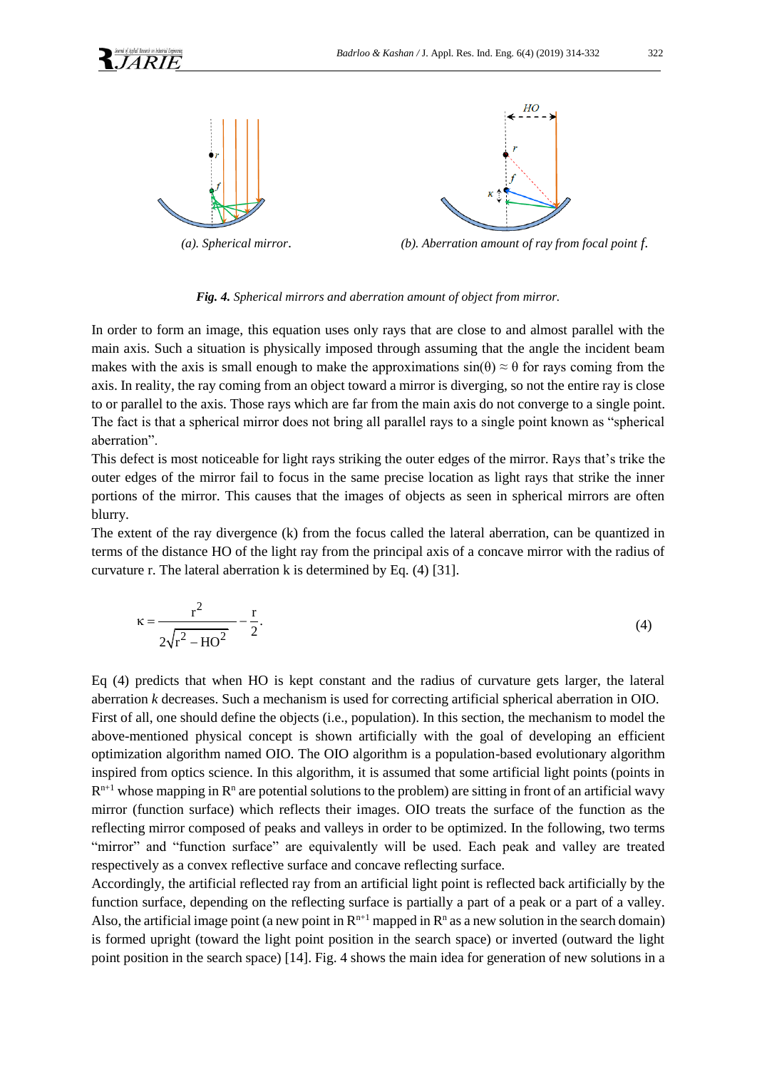*(a). Spherical mirror.*

*(b). Aberration amount of ray from focal point $f$.*

***Fig. 4.** Spherical mirrors and aberration amount of object from mirror.*

In order to form an image, this equation uses only rays that are close to and almost parallel with the main axis. Such a situation is physically imposed through assuming that the angle the incident beam makes with the axis is small enough to make the approximations $\sin(\theta) \approx \theta$ for rays coming from the axis. In reality, the ray coming from an object toward a mirror is diverging, so not the entire ray is close to or parallel to the axis. Those rays which are far from the main axis do not converge to a single point. The fact is that a spherical mirror does not bring all parallel rays to a single point known as "spherical aberration".

This defect is most noticeable for light rays striking the outer edges of the mirror. Rays that's trike the outer edges of the mirror fail to focus in the same precise location as light rays that strike the inner portions of the mirror. This causes that the images of objects as seen in spherical mirrors are often blurry.

The extent of the ray divergence (k) from the focus called the lateral aberration, can be quantized in terms of the distance HO of the light ray from the principal axis of a concave mirror with the radius of curvature r. The lateral aberration k is determined by Eq. (4) [31].

$$\kappa = \frac{r^2}{2\sqrt{r^2 - HO^2}} - \frac{r}{2}. \tag{4}$$

Eq (4) predicts that when HO is kept constant and the radius of curvature gets larger, the lateral aberration *k* decreases. Such a mechanism is used for correcting artificial spherical aberration in OIO.

First of all, one should define the objects (i.e., population). In this section, the mechanism to model the above-mentioned physical concept is shown artificially with the goal of developing an efficient optimization algorithm named OIO. The OIO algorithm is a population-based evolutionary algorithm inspired from optics science. In this algorithm, it is assumed that some artificial light points (points in $R^{n+1}$ whose mapping in $R^n$ are potential solutions to the problem) are sitting in front of an artificial wavy mirror (function surface) which reflects their images. OIO treats the surface of the function as the reflecting mirror composed of peaks and valleys in order to be optimized. In the following, two terms "mirror" and "function surface" are equivalently will be used. Each peak and valley are treated respectively as a convex reflective surface and concave reflecting surface.

Accordingly, the artificial reflected ray from an artificial light point is reflected back artificially by the function surface, depending on the reflecting surface is partially a part of a peak or a part of a valley. Also, the artificial image point (a new point in $R^{n+1}$ mapped in $R^n$ as a new solution in the search domain) is formed upright (toward the light point position in the search space) or inverted (outward the light point position in the search space) [14]. Fig. 4 shows the main idea for generation of new solutions in a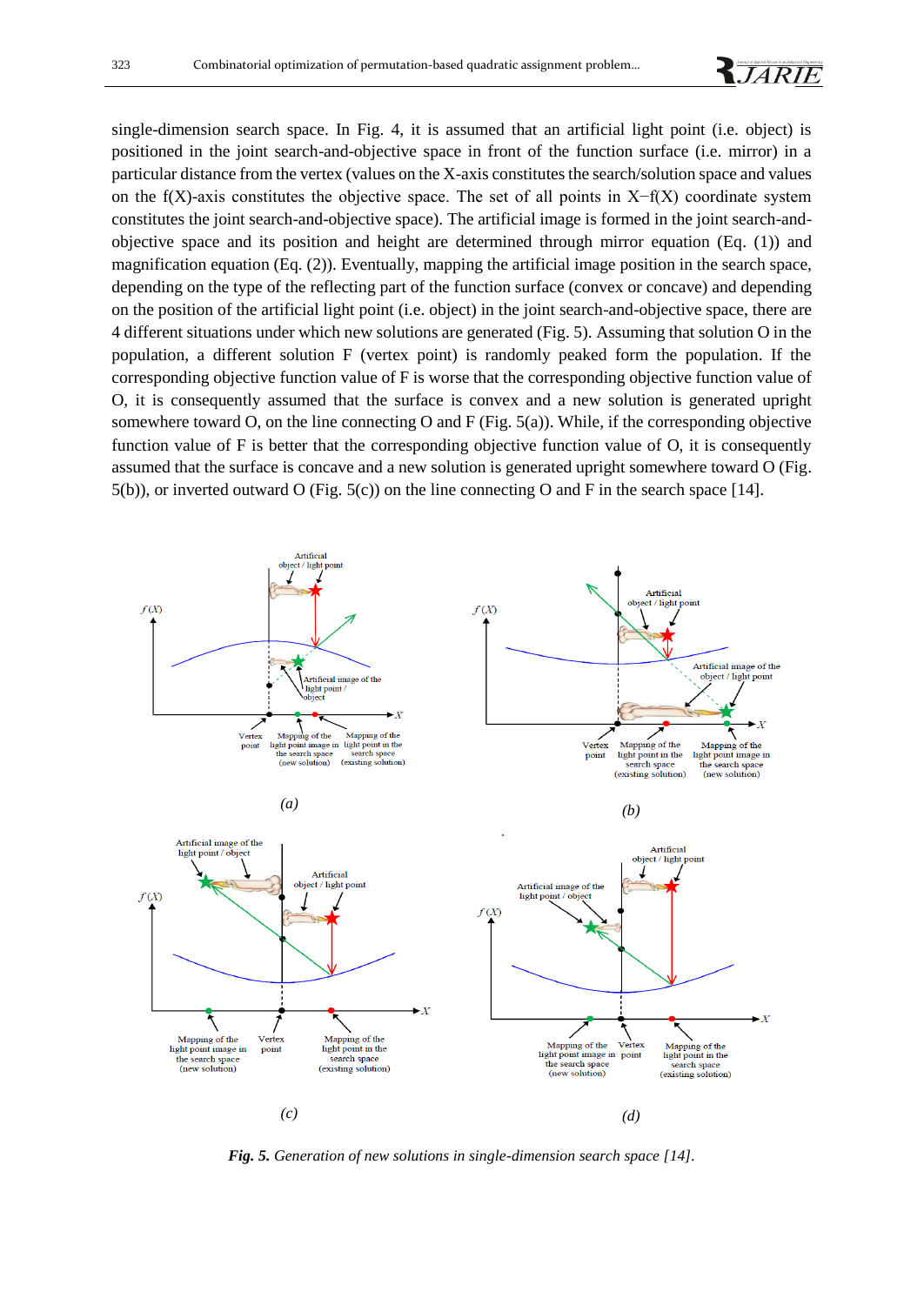single-dimension search space. In Fig. 4, it is assumed that an artificial light point (i.e. object) is positioned in the joint search-and-objective space in front of the function surface (i.e. mirror) in a particular distance from the vertex (values on the X-axis constitutes the search/solution space and values on the f(X)-axis constitutes the objective space. The set of all points in X−f(X) coordinate system constitutes the joint search-and-objective space). The artificial image is formed in the joint search-and-objective space and its position and height are determined through mirror equation (Eq. (1)) and magnification equation (Eq. (2)). Eventually, mapping the artificial image position in the search space, depending on the type of the reflecting part of the function surface (convex or concave) and depending on the position of the artificial light point (i.e. object) in the joint search-and-objective space, there are 4 different situations under which new solutions are generated (Fig. 5). Assuming that solution O in the population, a different solution F (vertex point) is randomly peaked form the population. If the corresponding objective function value of F is worse that the corresponding objective function value of O, it is consequently assumed that the surface is convex and a new solution is generated upright somewhere toward O, on the line connecting O and F (Fig. 5(a)). While, if the corresponding objective function value of F is better that the corresponding objective function value of O, it is consequently assumed that the surface is concave and a new solution is generated upright somewhere toward O (Fig. 5(b)), or inverted outward O (Fig. 5(c)) on the line connecting O and F in the search space [14].

***Fig. 5.*** *Generation of new solutions in single-dimension search space [14].*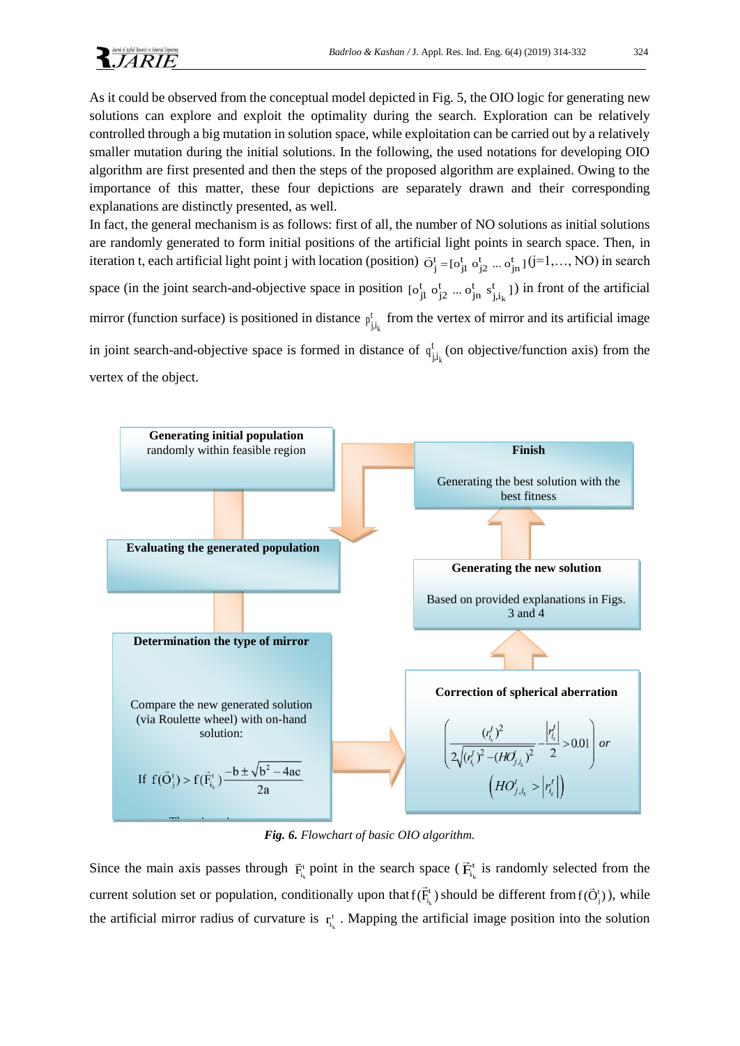As it could be observed from the conceptual model depicted in Fig. 5, the OIO logic for generating new solutions can explore and exploit the optimality during the search. Exploration can be relatively controlled through a big mutation in solution space, while exploitation can be carried out by a relatively smaller mutation during the initial solutions. In the following, the used notations for developing OIO algorithm are first presented and then the steps of the proposed algorithm are explained. Owing to the importance of this matter, these four depictions are separately drawn and their corresponding explanations are distinctly presented, as well.

In fact, the general mechanism is as follows: first of all, the number of NO solutions as initial solutions are randomly generated to form initial positions of the artificial light points in search space. Then, in iteration t, each artificial light point j with location (position) $\vec{O}_j^t = [o_{j1}^t \; o_{j2}^t \; ... \; o_{jn}^t]$ (j=1,…, NO) in search space (in the joint search-and-objective space in position $[o_{j1}^t \; o_{j2}^t \; ... \; o_{jn}^t \; s_{j,i_k}^t]$) in front of the artificial mirror (function surface) is positioned in distance $p_{j,i_k}^t$ from the vertex of mirror and its artificial image in joint search-and-objective space is formed in distance of $q_{j,i_k}^t$ (on objective/function axis) from the vertex of the object.

**Generating initial population** randomly within feasible region

**Evaluating the generated population**

**Determination the type of mirror**

Compare the new generated solution (via Roulette wheel) with on-hand solution:

If $f(\vec{O}_j^t) > f(\vec{F}_{i_k}^t) \frac{-b \pm \sqrt{b^2 - 4ac}}{2a}$

**Correction of spherical aberration**

$$\left( \frac{(r_{i_k}^t)^2}{2\sqrt{(r_{i_k}^t)^2 - (HO_{j,i_k}^t)^2}} - \frac{|r_{i_k}^t|}{2} > 0.01 \right) \; or \; \left( HO_{j,i_k}^t > |r_{i_k}^t| \right)$$

**Generating the new solution**

Based on provided explanations in Figs. 3 and 4

**Finish**

Generating the best solution with the best fitness

***Fig. 6.*** *Flowchart of basic OIO algorithm.*

Since the main axis passes through $\vec{F}_{i_k}^t$ point in the search space ($\vec{F}_{i_k}^t$ is randomly selected from the current solution set or population, conditionally upon that $f(\vec{F}_{i_k}^t)$ should be different from $f(\vec{O}_j^t)$), while the artificial mirror radius of curvature is $r_{i_k}^t$. Mapping the artificial image position into the solution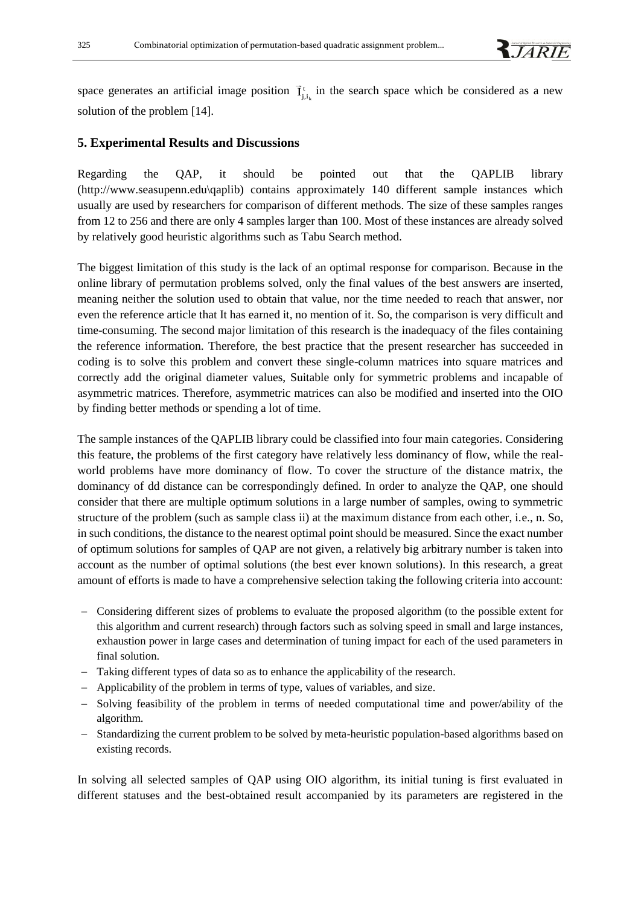space generates an artificial image position $\vec{I}^{t}_{j,i_k}$ in the search space which be considered as a new solution of the problem [14].

## 5. Experimental Results and Discussions

Regarding the QAP, it should be pointed out that the QAPLIB library (http://www.seasupenn.edu\qaplib) contains approximately 140 different sample instances which usually are used by researchers for comparison of different methods. The size of these samples ranges from 12 to 256 and there are only 4 samples larger than 100. Most of these instances are already solved by relatively good heuristic algorithms such as Tabu Search method.

The biggest limitation of this study is the lack of an optimal response for comparison. Because in the online library of permutation problems solved, only the final values of the best answers are inserted, meaning neither the solution used to obtain that value, nor the time needed to reach that answer, nor even the reference article that It has earned it, no mention of it. So, the comparison is very difficult and time-consuming. The second major limitation of this research is the inadequacy of the files containing the reference information. Therefore, the best practice that the present researcher has succeeded in coding is to solve this problem and convert these single-column matrices into square matrices and correctly add the original diameter values, Suitable only for symmetric problems and incapable of asymmetric matrices. Therefore, asymmetric matrices can also be modified and inserted into the OIO by finding better methods or spending a lot of time.

The sample instances of the QAPLIB library could be classified into four main categories. Considering this feature, the problems of the first category have relatively less dominancy of flow, while the real-world problems have more dominancy of flow. To cover the structure of the distance matrix, the dominancy of dd distance can be correspondingly defined. In order to analyze the QAP, one should consider that there are multiple optimum solutions in a large number of samples, owing to symmetric structure of the problem (such as sample class ii) at the maximum distance from each other, i.e., n. So, in such conditions, the distance to the nearest optimal point should be measured. Since the exact number of optimum solutions for samples of QAP are not given, a relatively big arbitrary number is taken into account as the number of optimal solutions (the best ever known solutions). In this research, a great amount of efforts is made to have a comprehensive selection taking the following criteria into account:

- Considering different sizes of problems to evaluate the proposed algorithm (to the possible extent for this algorithm and current research) through factors such as solving speed in small and large instances, exhaustion power in large cases and determination of tuning impact for each of the used parameters in final solution.
- Taking different types of data so as to enhance the applicability of the research.
- Applicability of the problem in terms of type, values of variables, and size.
- Solving feasibility of the problem in terms of needed computational time and power/ability of the algorithm.
- Standardizing the current problem to be solved by meta-heuristic population-based algorithms based on existing records.

In solving all selected samples of QAP using OIO algorithm, its initial tuning is first evaluated in different statuses and the best-obtained result accompanied by its parameters are registered in the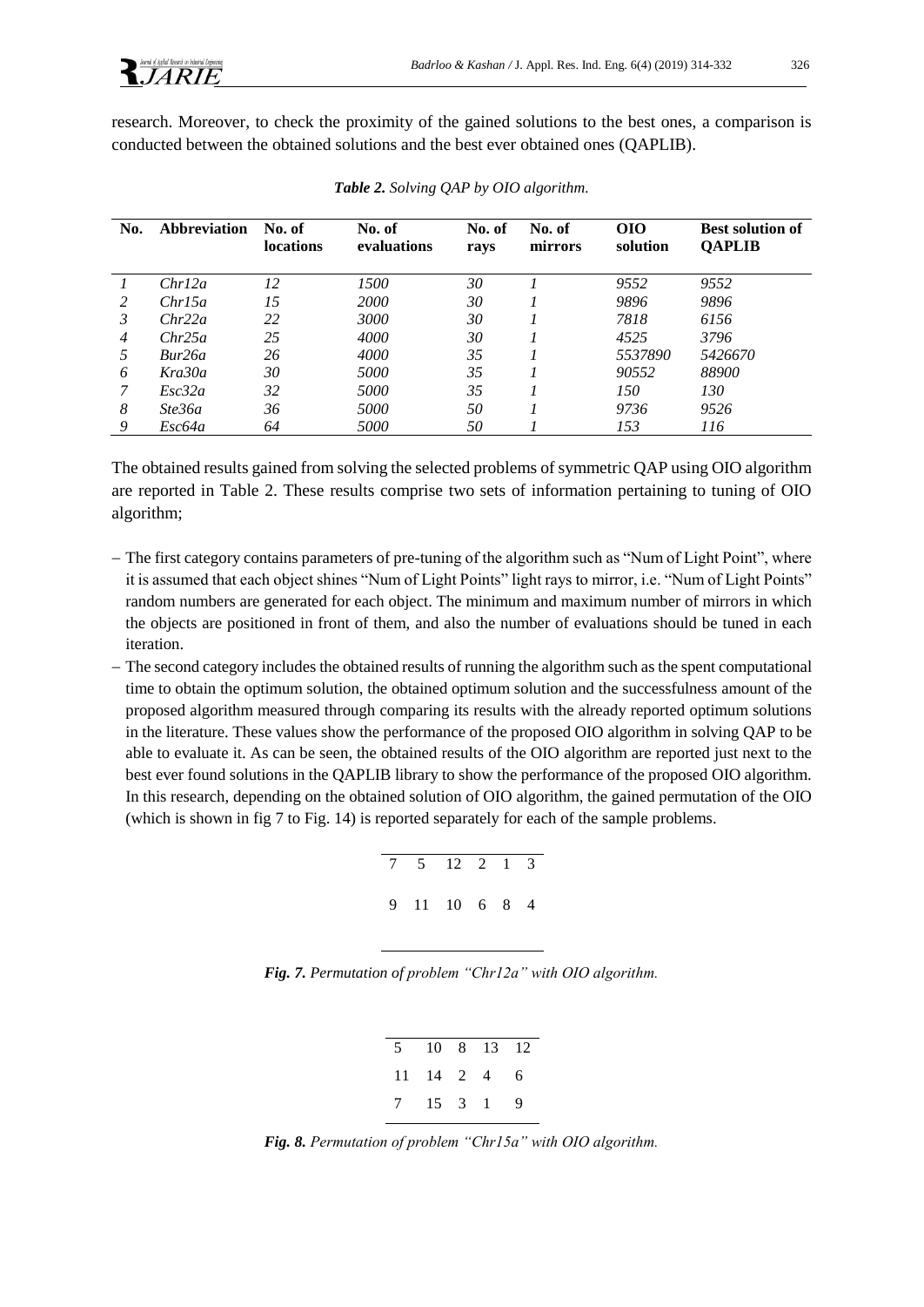research. Moreover, to check the proximity of the gained solutions to the best ones, a comparison is conducted between the obtained solutions and the best ever obtained ones (QAPLIB).

***Table 2.*** *Solving QAP by OIO algorithm.*

| No. | Abbreviation | No. of locations | No. of evaluations | No. of rays | No. of mirrors | OIO solution | Best solution of QAPLIB |
|---|---|---|---|---|---|---|---|
| *1* | *Chr12a* | *12* | *1500* | *30* | *1* | *9552* | *9552* |
| *2* | *Chr15a* | *15* | *2000* | *30* | *1* | *9896* | *9896* |
| *3* | *Chr22a* | *22* | *3000* | *30* | *1* | *7818* | *6156* |
| *4* | *Chr25a* | *25* | *4000* | *30* | *1* | *4525* | *3796* |
| *5* | *Bur26a* | *26* | *4000* | *35* | *1* | *5537890* | *5426670* |
| *6* | *Kra30a* | *30* | *5000* | *35* | *1* | *90552* | *88900* |
| *7* | *Esc32a* | *32* | *5000* | *35* | *1* | *150* | *130* |
| *8* | *Ste36a* | *36* | *5000* | *50* | *1* | *9736* | *9526* |
| *9* | *Esc64a* | *64* | *5000* | *50* | *1* | *153* | *116* |

The obtained results gained from solving the selected problems of symmetric QAP using OIO algorithm are reported in Table 2. These results comprise two sets of information pertaining to tuning of OIO algorithm;

- The first category contains parameters of pre-tuning of the algorithm such as "Num of Light Point", where it is assumed that each object shines "Num of Light Points" light rays to mirror, i.e. "Num of Light Points" random numbers are generated for each object. The minimum and maximum number of mirrors in which the objects are positioned in front of them, and also the number of evaluations should be tuned in each iteration.
- The second category includes the obtained results of running the algorithm such as the spent computational time to obtain the optimum solution, the obtained optimum solution and the successfulness amount of the proposed algorithm measured through comparing its results with the already reported optimum solutions in the literature. These values show the performance of the proposed OIO algorithm in solving QAP to be able to evaluate it. As can be seen, the obtained results of the OIO algorithm are reported just next to the best ever found solutions in the QAPLIB library to show the performance of the proposed OIO algorithm. In this research, depending on the obtained solution of OIO algorithm, the gained permutation of the OIO (which is shown in fig 7 to Fig. 14) is reported separately for each of the sample problems.

| 7 | 5 | 12 | 2 | 1 | 3 |
|---|---|---|---|---|---|
| 9 | 11 | 10 | 6 | 8 | 4 |

***Fig. 7.*** *Permutation of problem "Chr12a" with OIO algorithm.*

| 5 | 10 | 8 | 13 | 12 |
|---|---|---|---|---|
| 11 | 14 | 2 | 4 | 6 |
| 7 | 15 | 3 | 1 | 9 |

***Fig. 8.*** *Permutation of problem "Chr15a" with OIO algorithm.*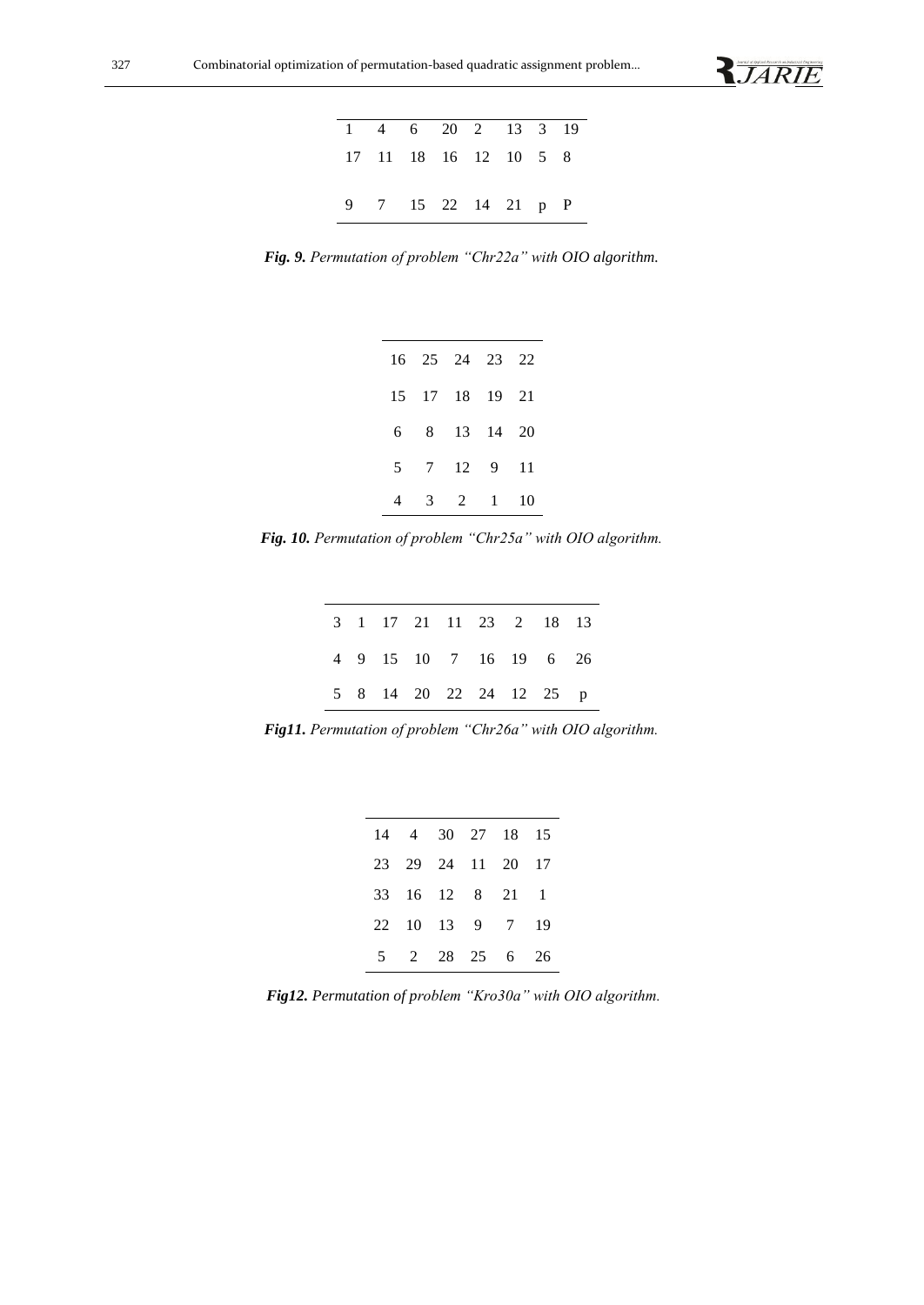| | | | | | | | |
|---|---|---|---|---|---|---|---|
| 1 | 4 | 6 | 20 | 2 | 13 | 3 | 19 |
| 17 | 11 | 18 | 16 | 12 | 10 | 5 | 8 |
| 9 | 7 | 15 | 22 | 14 | 21 | p | P |

***Fig. 9.** Permutation of problem "Chr22a" with OIO algorithm.*

| | | | | |
|---|---|---|---|---|
| 16 | 25 | 24 | 23 | 22 |
| 15 | 17 | 18 | 19 | 21 |
| 6 | 8 | 13 | 14 | 20 |
| 5 | 7 | 12 | 9 | 11 |
| 4 | 3 | 2 | 1 | 10 |

***Fig. 10.** Permutation of problem "Chr25a" with OIO algorithm.*

| | | | | | | | | |
|---|---|---|---|---|---|---|---|---|
| 3 | 1 | 17 | 21 | 11 | 23 | 2 | 18 | 13 |
| 4 | 9 | 15 | 10 | 7 | 16 | 19 | 6 | 26 |
| 5 | 8 | 14 | 20 | 22 | 24 | 12 | 25 | p |

***Fig11.** Permutation of problem "Chr26a" with OIO algorithm.*

| | | | | | |
|---|---|---|---|---|---|
| 14 | 4 | 30 | 27 | 18 | 15 |
| 23 | 29 | 24 | 11 | 20 | 17 |
| 33 | 16 | 12 | 8 | 21 | 1 |
| 22 | 10 | 13 | 9 | 7 | 19 |
| 5 | 2 | 28 | 25 | 6 | 26 |

***Fig12.** Permutation of problem "Kro30a" with OIO algorithm.*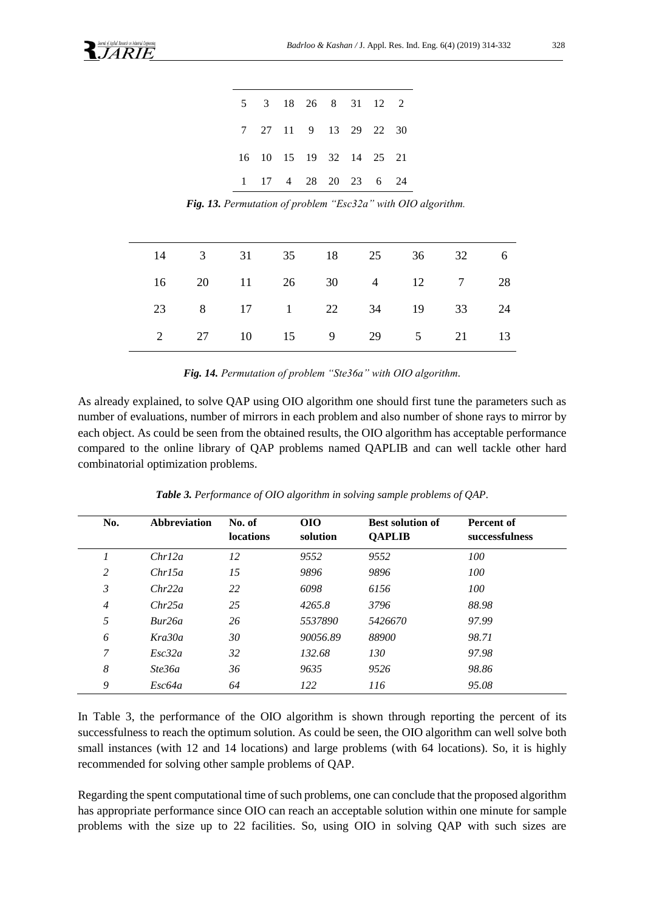| 5 | 3 | 18 | 26 | 8 | 31 | 12 | 2 |
|---|---|---|---|---|---|---|---|
| 7 | 27 | 11 | 9 | 13 | 29 | 22 | 30 |
| 16 | 10 | 15 | 19 | 32 | 14 | 25 | 21 |
| 1 | 17 | 4 | 28 | 20 | 23 | 6 | 24 |

***Fig. 13.*** *Permutation of problem "Esc32a" with OIO algorithm.*

| 14 | 3 | 31 | 35 | 18 | 25 | 36 | 32 | 6 |
|---|---|---|---|---|---|---|---|---|
| 16 | 20 | 11 | 26 | 30 | 4 | 12 | 7 | 28 |
| 23 | 8 | 17 | 1 | 22 | 34 | 19 | 33 | 24 |
| 2 | 27 | 10 | 15 | 9 | 29 | 5 | 21 | 13 |

***Fig. 14.*** *Permutation of problem "Ste36a" with OIO algorithm.*

As already explained, to solve QAP using OIO algorithm one should first tune the parameters such as number of evaluations, number of mirrors in each problem and also number of shone rays to mirror by each object. As could be seen from the obtained results, the OIO algorithm has acceptable performance compared to the online library of QAP problems named QAPLIB and can well tackle other hard combinatorial optimization problems.

***Table 3.*** *Performance of OIO algorithm in solving sample problems of QAP.*

| No. | Abbreviation | No. of locations | OIO solution | Best solution of QAPLIB | Percent of successfulness |
|---|---|---|---|---|---|
| *1* | *Chr12a* | *12* | *9552* | *9552* | *100* |
| *2* | *Chr15a* | *15* | *9896* | *9896* | *100* |
| *3* | *Chr22a* | *22* | *6098* | *6156* | *100* |
| *4* | *Chr25a* | *25* | *4265.8* | *3796* | *88.98* |
| *5* | *Bur26a* | *26* | *5537890* | *5426670* | *97.99* |
| *6* | *Kra30a* | *30* | *90056.89* | *88900* | *98.71* |
| *7* | *Esc32a* | *32* | *132.68* | *130* | *97.98* |
| *8* | *Ste36a* | *36* | *9635* | *9526* | *98.86* |
| *9* | *Esc64a* | *64* | *122* | *116* | *95.08* |

In Table 3, the performance of the OIO algorithm is shown through reporting the percent of its successfulness to reach the optimum solution. As could be seen, the OIO algorithm can well solve both small instances (with 12 and 14 locations) and large problems (with 64 locations). So, it is highly recommended for solving other sample problems of QAP.

Regarding the spent computational time of such problems, one can conclude that the proposed algorithm has appropriate performance since OIO can reach an acceptable solution within one minute for sample problems with the size up to 22 facilities. So, using OIO in solving QAP with such sizes are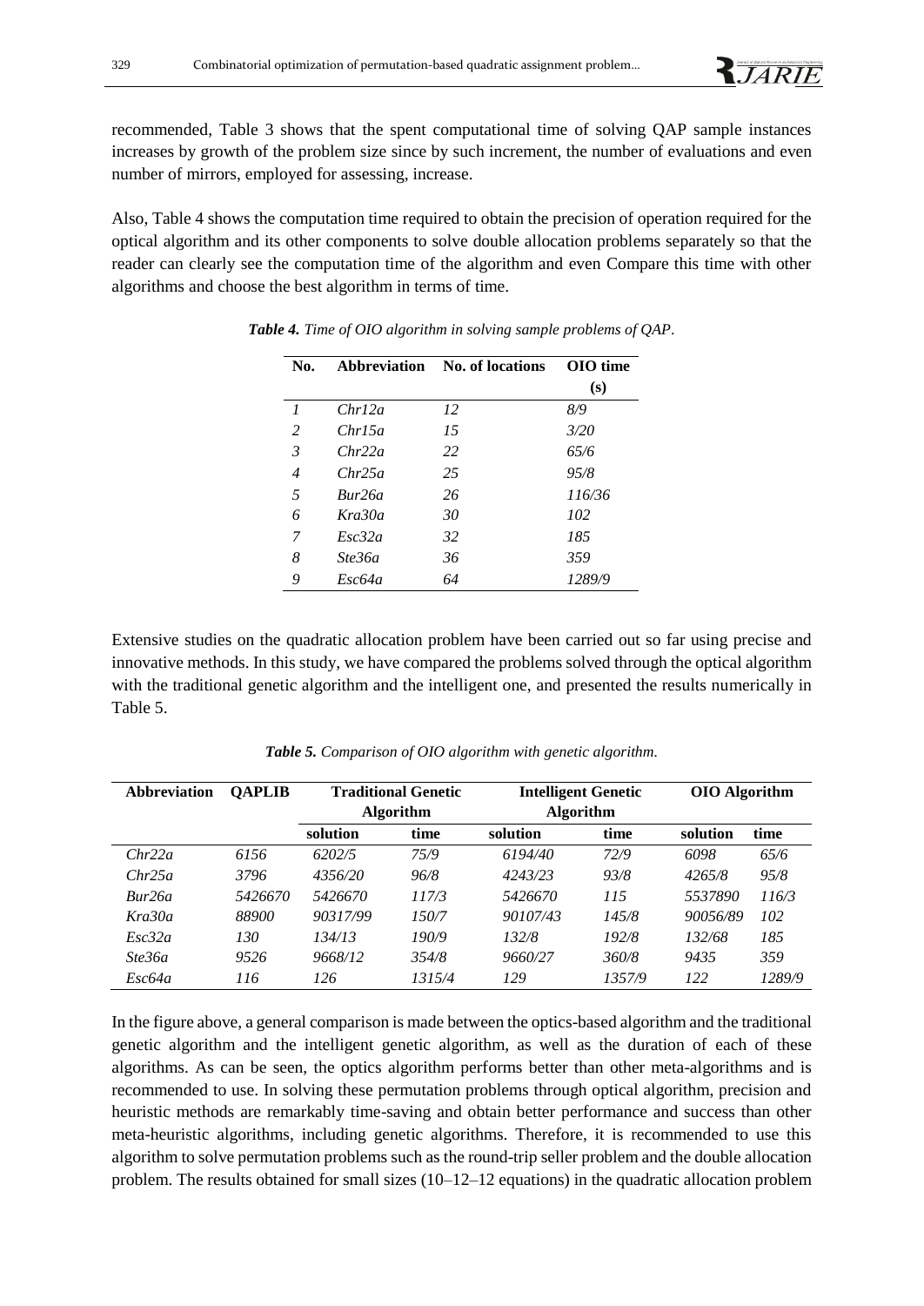recommended, Table 3 shows that the spent computational time of solving QAP sample instances increases by growth of the problem size since by such increment, the number of evaluations and even number of mirrors, employed for assessing, increase.

Also, Table 4 shows the computation time required to obtain the precision of operation required for the optical algorithm and its other components to solve double allocation problems separately so that the reader can clearly see the computation time of the algorithm and even Compare this time with other algorithms and choose the best algorithm in terms of time.

***Table 4.*** *Time of OIO algorithm in solving sample problems of QAP.*

| No. | Abbreviation | No. of locations | OIO time (s) |
|---|---|---|---|
| *1* | *Chr12a* | *12* | *8/9* |
| *2* | *Chr15a* | *15* | *3/20* |
| *3* | *Chr22a* | *22* | *65/6* |
| *4* | *Chr25a* | *25* | *95/8* |
| *5* | *Bur26a* | *26* | *116/36* |
| *6* | *Kra30a* | *30* | *102* |
| *7* | *Esc32a* | *32* | *185* |
| *8* | *Ste36a* | *36* | *359* |
| *9* | *Esc64a* | *64* | *1289/9* |

Extensive studies on the quadratic allocation problem have been carried out so far using precise and innovative methods. In this study, we have compared the problems solved through the optical algorithm with the traditional genetic algorithm and the intelligent one, and presented the results numerically in Table 5.

***Table 5.*** *Comparison of OIO algorithm with genetic algorithm.*

| Abbreviation | QAPLIB | Traditional Genetic Algorithm | | Intelligent Genetic Algorithm | | OIO Algorithm | |
|---|---|---|---|---|---|---|---|
| | | solution | time | solution | time | solution | time |
| *Chr22a* | *6156* | *6202/5* | *75/9* | *6194/40* | *72/9* | *6098* | *65/6* |
| *Chr25a* | *3796* | *4356/20* | *96/8* | *4243/23* | *93/8* | *4265/8* | *95/8* |
| *Bur26a* | *5426670* | *5426670* | *117/3* | *5426670* | *115* | *5537890* | *116/3* |
| *Kra30a* | *88900* | *90317/99* | *150/7* | *90107/43* | *145/8* | *90056/89* | *102* |
| *Esc32a* | *130* | *134/13* | *190/9* | *132/8* | *192/8* | *132/68* | *185* |
| *Ste36a* | *9526* | *9668/12* | *354/8* | *9660/27* | *360/8* | *9435* | *359* |
| *Esc64a* | *116* | *126* | *1315/4* | *129* | *1357/9* | *122* | *1289/9* |

In the figure above, a general comparison is made between the optics-based algorithm and the traditional genetic algorithm and the intelligent genetic algorithm, as well as the duration of each of these algorithms. As can be seen, the optics algorithm performs better than other meta-algorithms and is recommended to use. In solving these permutation problems through optical algorithm, precision and heuristic methods are remarkably time-saving and obtain better performance and success than other meta-heuristic algorithms, including genetic algorithms. Therefore, it is recommended to use this algorithm to solve permutation problems such as the round-trip seller problem and the double allocation problem. The results obtained for small sizes (10–12–12 equations) in the quadratic allocation problem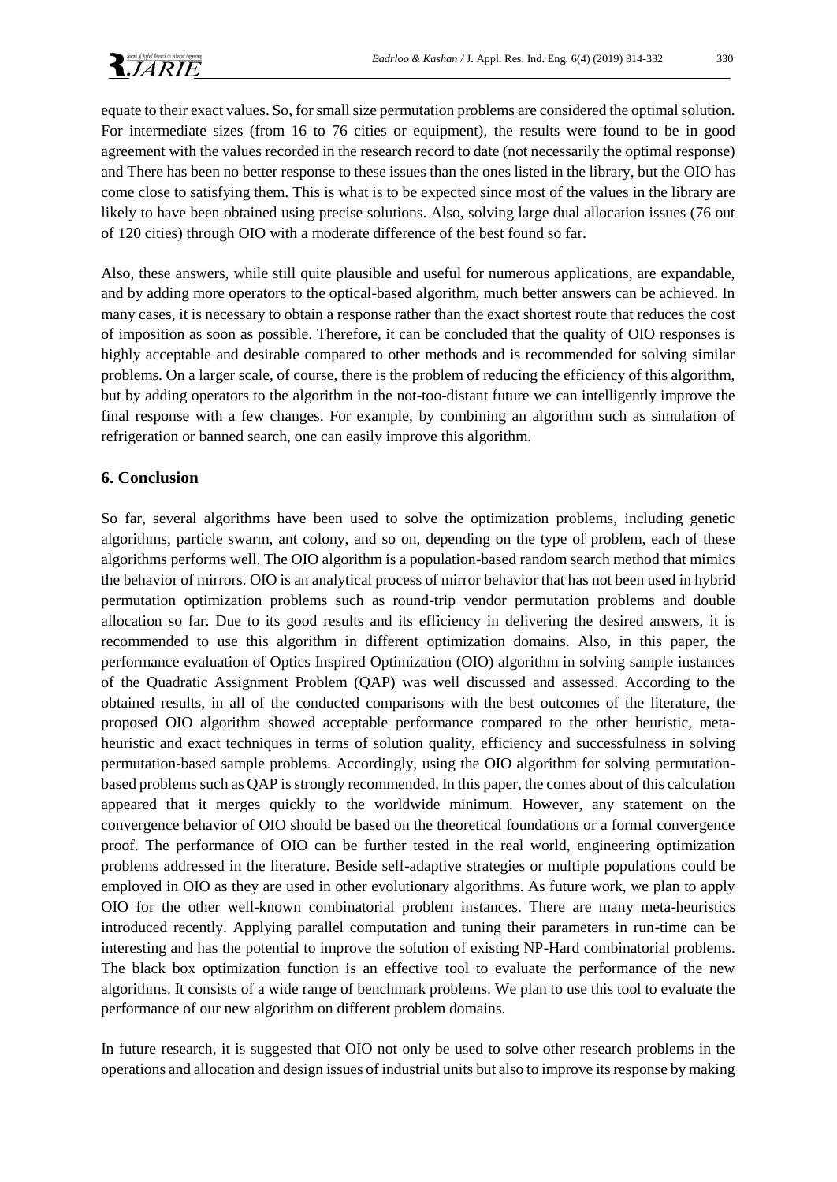equate to their exact values. So, for small size permutation problems are considered the optimal solution. For intermediate sizes (from 16 to 76 cities or equipment), the results were found to be in good agreement with the values recorded in the research record to date (not necessarily the optimal response) and There has been no better response to these issues than the ones listed in the library, but the OIO has come close to satisfying them. This is what is to be expected since most of the values in the library are likely to have been obtained using precise solutions. Also, solving large dual allocation issues (76 out of 120 cities) through OIO with a moderate difference of the best found so far.

Also, these answers, while still quite plausible and useful for numerous applications, are expandable, and by adding more operators to the optical-based algorithm, much better answers can be achieved. In many cases, it is necessary to obtain a response rather than the exact shortest route that reduces the cost of imposition as soon as possible. Therefore, it can be concluded that the quality of OIO responses is highly acceptable and desirable compared to other methods and is recommended for solving similar problems. On a larger scale, of course, there is the problem of reducing the efficiency of this algorithm, but by adding operators to the algorithm in the not-too-distant future we can intelligently improve the final response with a few changes. For example, by combining an algorithm such as simulation of refrigeration or banned search, one can easily improve this algorithm.

## 6. Conclusion

So far, several algorithms have been used to solve the optimization problems, including genetic algorithms, particle swarm, ant colony, and so on, depending on the type of problem, each of these algorithms performs well. The OIO algorithm is a population-based random search method that mimics the behavior of mirrors. OIO is an analytical process of mirror behavior that has not been used in hybrid permutation optimization problems such as round-trip vendor permutation problems and double allocation so far. Due to its good results and its efficiency in delivering the desired answers, it is recommended to use this algorithm in different optimization domains. Also, in this paper, the performance evaluation of Optics Inspired Optimization (OIO) algorithm in solving sample instances of the Quadratic Assignment Problem (QAP) was well discussed and assessed. According to the obtained results, in all of the conducted comparisons with the best outcomes of the literature, the proposed OIO algorithm showed acceptable performance compared to the other heuristic, meta-heuristic and exact techniques in terms of solution quality, efficiency and successfulness in solving permutation-based sample problems. Accordingly, using the OIO algorithm for solving permutation-based problems such as QAP is strongly recommended. In this paper, the comes about of this calculation appeared that it merges quickly to the worldwide minimum. However, any statement on the convergence behavior of OIO should be based on the theoretical foundations or a formal convergence proof. The performance of OIO can be further tested in the real world, engineering optimization problems addressed in the literature. Beside self-adaptive strategies or multiple populations could be employed in OIO as they are used in other evolutionary algorithms. As future work, we plan to apply OIO for the other well-known combinatorial problem instances. There are many meta-heuristics introduced recently. Applying parallel computation and tuning their parameters in run-time can be interesting and has the potential to improve the solution of existing NP-Hard combinatorial problems. The black box optimization function is an effective tool to evaluate the performance of the new algorithms. It consists of a wide range of benchmark problems. We plan to use this tool to evaluate the performance of our new algorithm on different problem domains.

In future research, it is suggested that OIO not only be used to solve other research problems in the operations and allocation and design issues of industrial units but also to improve its response by making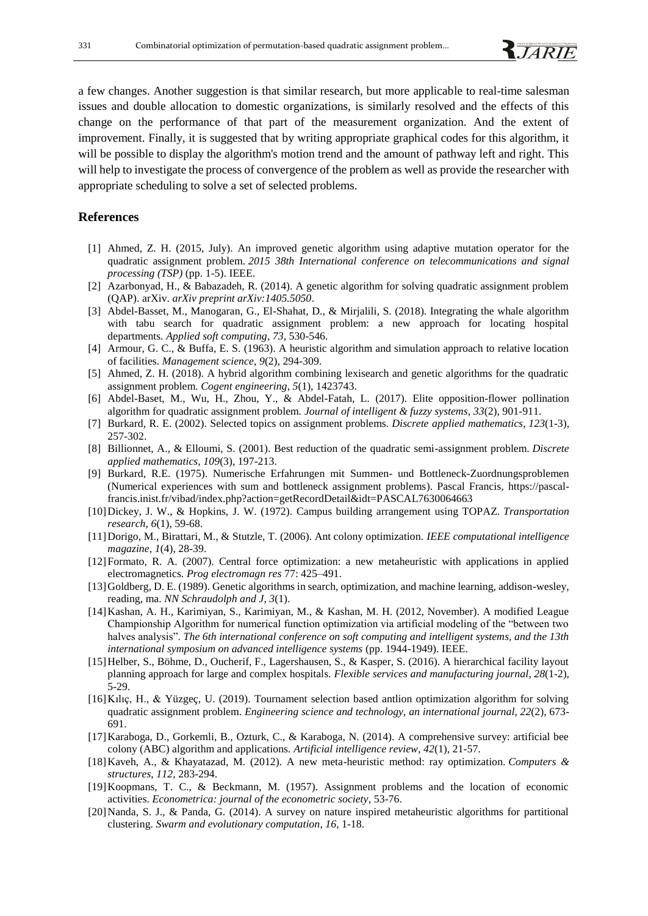a few changes. Another suggestion is that similar research, but more applicable to real-time salesman issues and double allocation to domestic organizations, is similarly resolved and the effects of this change on the performance of that part of the measurement organization. And the extent of improvement. Finally, it is suggested that by writing appropriate graphical codes for this algorithm, it will be possible to display the algorithm's motion trend and the amount of pathway left and right. This will help to investigate the process of convergence of the problem as well as provide the researcher with appropriate scheduling to solve a set of selected problems.

## References

[1] Ahmed, Z. H. (2015, July). An improved genetic algorithm using adaptive mutation operator for the quadratic assignment problem. *2015 38th International conference on telecommunications and signal processing (TSP)* (pp. 1-5). IEEE.

[2] Azarbonyad, H., & Babazadeh, R. (2014). A genetic algorithm for solving quadratic assignment problem (QAP). arXiv. *arXiv preprint arXiv:1405.5050*.

[3] Abdel-Basset, M., Manogaran, G., El-Shahat, D., & Mirjalili, S. (2018). Integrating the whale algorithm with tabu search for quadratic assignment problem: a new approach for locating hospital departments. *Applied soft computing*, *73*, 530-546.

[4] Armour, G. C., & Buffa, E. S. (1963). A heuristic algorithm and simulation approach to relative location of facilities. *Management science*, *9*(2), 294-309.

[5] Ahmed, Z. H. (2018). A hybrid algorithm combining lexisearch and genetic algorithms for the quadratic assignment problem. *Cogent engineering*, *5*(1), 1423743.

[6] Abdel-Baset, M., Wu, H., Zhou, Y., & Abdel-Fatah, L. (2017). Elite opposition-flower pollination algorithm for quadratic assignment problem. *Journal of intelligent & fuzzy systems*, *33*(2), 901-911.

[7] Burkard, R. E. (2002). Selected topics on assignment problems. *Discrete applied mathematics*, *123*(1-3), 257-302.

[8] Billionnet, A., & Elloumi, S. (2001). Best reduction of the quadratic semi-assignment problem. *Discrete applied mathematics*, *109*(3), 197-213.

[9] Burkard, R.E. (1975). Numerische Erfahrungen mit Summen- und Bottleneck-Zuordnungsproblemen (Numerical experiences with sum and bottleneck assignment problems). Pascal Francis, https://pascal-francis.inist.fr/vibad/index.php?action=getRecordDetail&idt=PASCAL7630064663

[10] Dickey, J. W., & Hopkins, J. W. (1972). Campus building arrangement using TOPAZ. *Transportation research*, *6*(1), 59-68.

[11] Dorigo, M., Birattari, M., & Stutzle, T. (2006). Ant colony optimization. *IEEE computational intelligence magazine*, *1*(4), 28-39.

[12] Formato, R. A. (2007). Central force optimization: a new metaheuristic with applications in applied electromagnetics. *Prog electromagn res* 77: 425–491.

[13] Goldberg, D. E. (1989). Genetic algorithms in search, optimization, and machine learning, addison-wesley, reading, ma. *NN Schraudolph and J*, *3*(1).

[14] Kashan, A. H., Karimiyan, S., Karimiyan, M., & Kashan, M. H. (2012, November). A modified League Championship Algorithm for numerical function optimization via artificial modeling of the "between two halves analysis". *The 6th international conference on soft computing and intelligent systems, and the 13th international symposium on advanced intelligence systems* (pp. 1944-1949). IEEE.

[15] Helber, S., Böhme, D., Oucherif, F., Lagershausen, S., & Kasper, S. (2016). A hierarchical facility layout planning approach for large and complex hospitals. *Flexible services and manufacturing journal*, *28*(1-2), 5-29.

[16] Kılıç, H., & Yüzgeç, U. (2019). Tournament selection based antlion optimization algorithm for solving quadratic assignment problem. *Engineering science and technology, an international journal*, *22*(2), 673-691.

[17] Karaboga, D., Gorkemli, B., Ozturk, C., & Karaboga, N. (2014). A comprehensive survey: artificial bee colony (ABC) algorithm and applications. *Artificial intelligence review*, *42*(1), 21-57.

[18] Kaveh, A., & Khayatazad, M. (2012). A new meta-heuristic method: ray optimization. *Computers & structures*, *112*, 283-294.

[19] Koopmans, T. C., & Beckmann, M. (1957). Assignment problems and the location of economic activities. *Econometrica: journal of the econometric society*, 53-76.

[20] Nanda, S. J., & Panda, G. (2014). A survey on nature inspired metaheuristic algorithms for partitional clustering. *Swarm and evolutionary computation*, *16*, 1-18.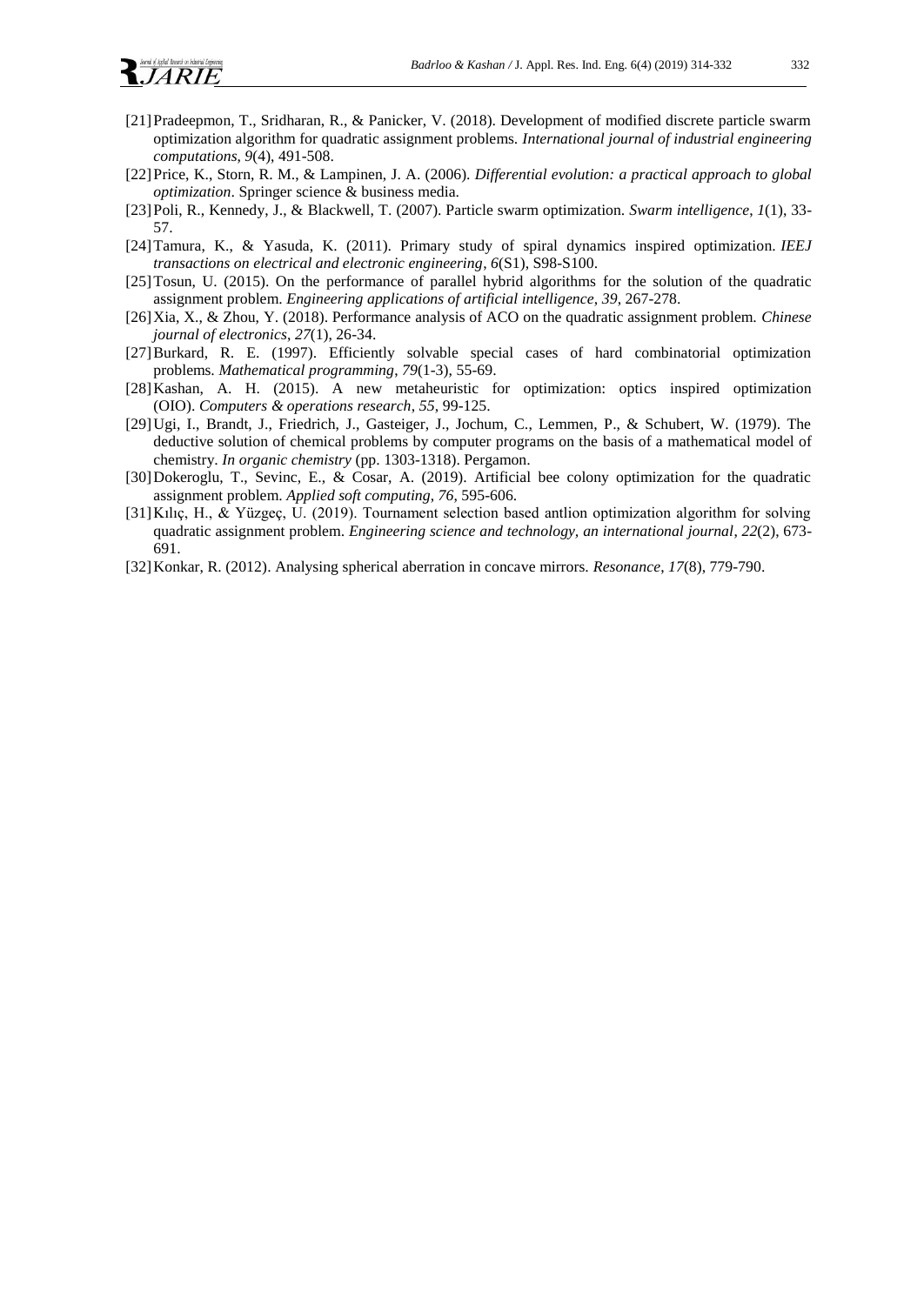[21] Pradeepmon, T., Sridharan, R., & Panicker, V. (2018). Development of modified discrete particle swarm optimization algorithm for quadratic assignment problems. *International journal of industrial engineering computations*, *9*(4), 491-508.

[22] Price, K., Storn, R. M., & Lampinen, J. A. (2006). *Differential evolution: a practical approach to global optimization*. Springer science & business media.

[23] Poli, R., Kennedy, J., & Blackwell, T. (2007). Particle swarm optimization. *Swarm intelligence*, *1*(1), 33-57.

[24] Tamura, K., & Yasuda, K. (2011). Primary study of spiral dynamics inspired optimization. *IEEJ transactions on electrical and electronic engineering*, *6*(S1), S98-S100.

[25] Tosun, U. (2015). On the performance of parallel hybrid algorithms for the solution of the quadratic assignment problem. *Engineering applications of artificial intelligence*, *39*, 267-278.

[26] Xia, X., & Zhou, Y. (2018). Performance analysis of ACO on the quadratic assignment problem. *Chinese journal of electronics*, *27*(1), 26-34.

[27] Burkard, R. E. (1997). Efficiently solvable special cases of hard combinatorial optimization problems. *Mathematical programming*, *79*(1-3), 55-69.

[28] Kashan, A. H. (2015). A new metaheuristic for optimization: optics inspired optimization (OIO). *Computers & operations research*, *55*, 99-125.

[29] Ugi, I., Brandt, J., Friedrich, J., Gasteiger, J., Jochum, C., Lemmen, P., & Schubert, W. (1979). The deductive solution of chemical problems by computer programs on the basis of a mathematical model of chemistry. *In organic chemistry* (pp. 1303-1318). Pergamon.

[30] Dokeroglu, T., Sevinc, E., & Cosar, A. (2019). Artificial bee colony optimization for the quadratic assignment problem. *Applied soft computing*, *76*, 595-606.

[31] Kılıç, H., & Yüzgeç, U. (2019). Tournament selection based antlion optimization algorithm for solving quadratic assignment problem. *Engineering science and technology, an international journal*, *22*(2), 673-691.

[32] Konkar, R. (2012). Analysing spherical aberration in concave mirrors. *Resonance*, *17*(8), 779-790.